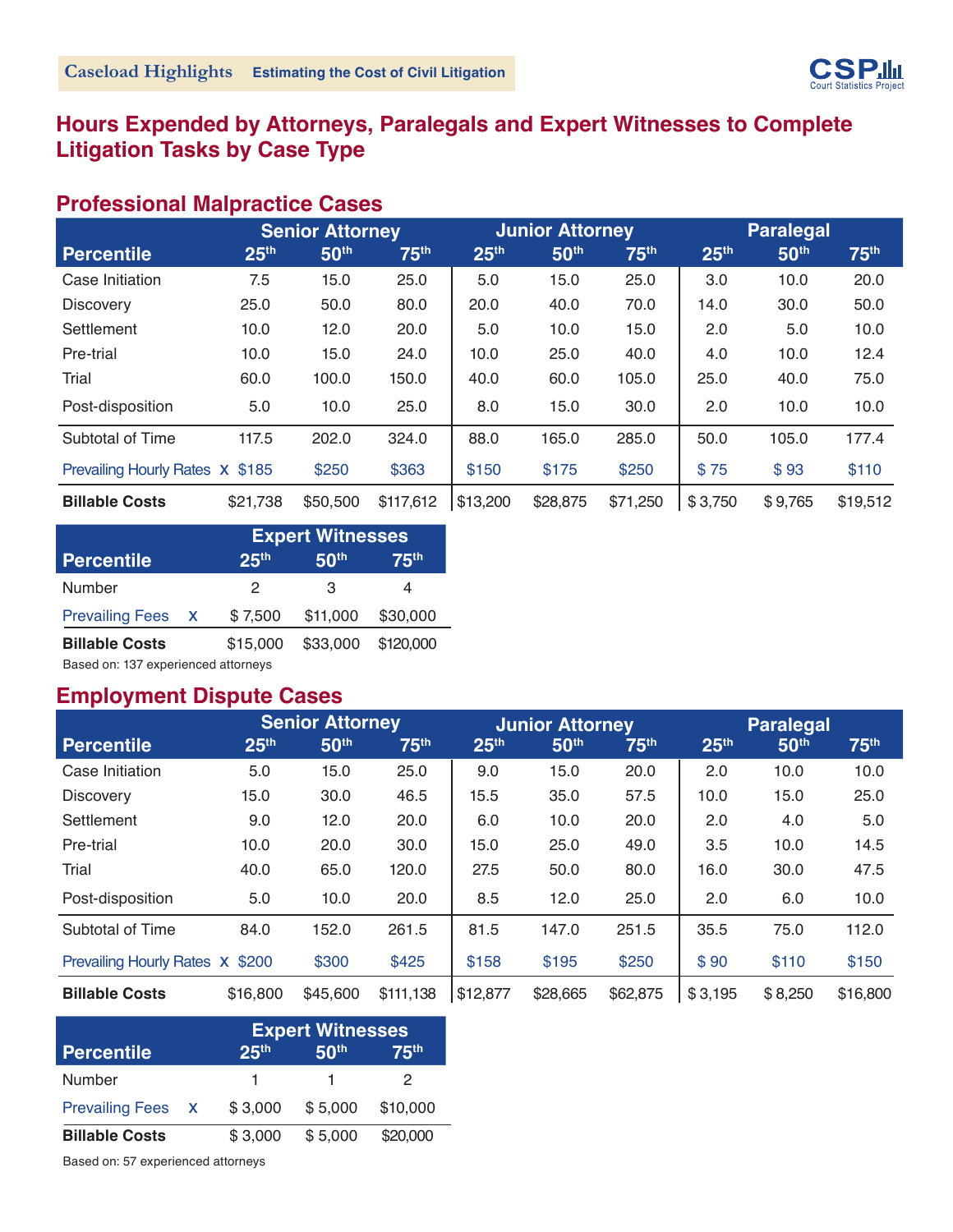**Caseload Highlights** Estimating the Cost of Civil Litigation

## Hours Expended by Attorneys, Paralegals and Expert Witnesses to Complete Litigation Tasks by Case Type

### Professional Malpractice Cases

| | Senior Attorney | | | Junior Attorney | | | Paralegal | | |
|---|---|---|---|---|---|---|---|---|---|
| **Percentile** | **25th** | **50th** | **75th** | **25th** | **50th** | **75th** | **25th** | **50th** | **75th** |
| Case Initiation | 7.5 | 15.0 | 25.0 | 5.0 | 15.0 | 25.0 | 3.0 | 10.0 | 20.0 |
| Discovery | 25.0 | 50.0 | 80.0 | 20.0 | 40.0 | 70.0 | 14.0 | 30.0 | 50.0 |
| Settlement | 10.0 | 12.0 | 20.0 | 5.0 | 10.0 | 15.0 | 2.0 | 5.0 | 10.0 |
| Pre-trial | 10.0 | 15.0 | 24.0 | 10.0 | 25.0 | 40.0 | 4.0 | 10.0 | 12.4 |
| Trial | 60.0 | 100.0 | 150.0 | 40.0 | 60.0 | 105.0 | 25.0 | 40.0 | 75.0 |
| Post-disposition | 5.0 | 10.0 | 25.0 | 8.0 | 15.0 | 30.0 | 2.0 | 10.0 | 10.0 |
| Subtotal of Time | 117.5 | 202.0 | 324.0 | 88.0 | 165.0 | 285.0 | 50.0 | 105.0 | 177.4 |
| Prevailing Hourly Rates x | $185 | $250 | $363 | $150 | $175 | $250 | $ 75 | $ 93 | $110 |
| **Billable Costs** | $21,738 | $50,500 | $117,612 | $13,200 | $28,875 | $71,250 | $ 3,750 | $ 9,765 | $19,512 |

| | Expert Witnesses | | |
|---|---|---|---|
| **Percentile** | **25th** | **50th** | **75th** |
| Number | 2 | 3 | 4 |
| Prevailing Fees x | $ 7,500 | $11,000 | $30,000 |
| **Billable Costs** | $15,000 | $33,000 | $120,000 |

Based on: 137 experienced attorneys

### Employment Dispute Cases

| | Senior Attorney | | | Junior Attorney | | | Paralegal | | |
|---|---|---|---|---|---|---|---|---|---|
| **Percentile** | **25th** | **50th** | **75th** | **25th** | **50th** | **75th** | **25th** | **50th** | **75th** |
| Case Initiation | 5.0 | 15.0 | 25.0 | 9.0 | 15.0 | 20.0 | 2.0 | 10.0 | 10.0 |
| Discovery | 15.0 | 30.0 | 46.5 | 15.5 | 35.0 | 57.5 | 10.0 | 15.0 | 25.0 |
| Settlement | 9.0 | 12.0 | 20.0 | 6.0 | 10.0 | 20.0 | 2.0 | 4.0 | 5.0 |
| Pre-trial | 10.0 | 20.0 | 30.0 | 15.0 | 25.0 | 49.0 | 3.5 | 10.0 | 14.5 |
| Trial | 40.0 | 65.0 | 120.0 | 27.5 | 50.0 | 80.0 | 16.0 | 30.0 | 47.5 |
| Post-disposition | 5.0 | 10.0 | 20.0 | 8.5 | 12.0 | 25.0 | 2.0 | 6.0 | 10.0 |
| Subtotal of Time | 84.0 | 152.0 | 261.5 | 81.5 | 147.0 | 251.5 | 35.5 | 75.0 | 112.0 |
| Prevailing Hourly Rates x | $200 | $300 | $425 | $158 | $195 | $250 | $ 90 | $110 | $150 |
| **Billable Costs** | $16,800 | $45,600 | $111,138 | $12,877 | $28,665 | $62,875 | $ 3,195 | $ 8,250 | $16,800 |

| | Expert Witnesses | | |
|---|---|---|---|
| **Percentile** | **25th** | **50th** | **75th** |
| Number | 1 | 1 | 2 |
| Prevailing Fees x | $ 3,000 | $ 5,000 | $10,000 |
| **Billable Costs** | $ 3,000 | $ 5,000 | $20,000 |

Based on: 57 experienced attorneys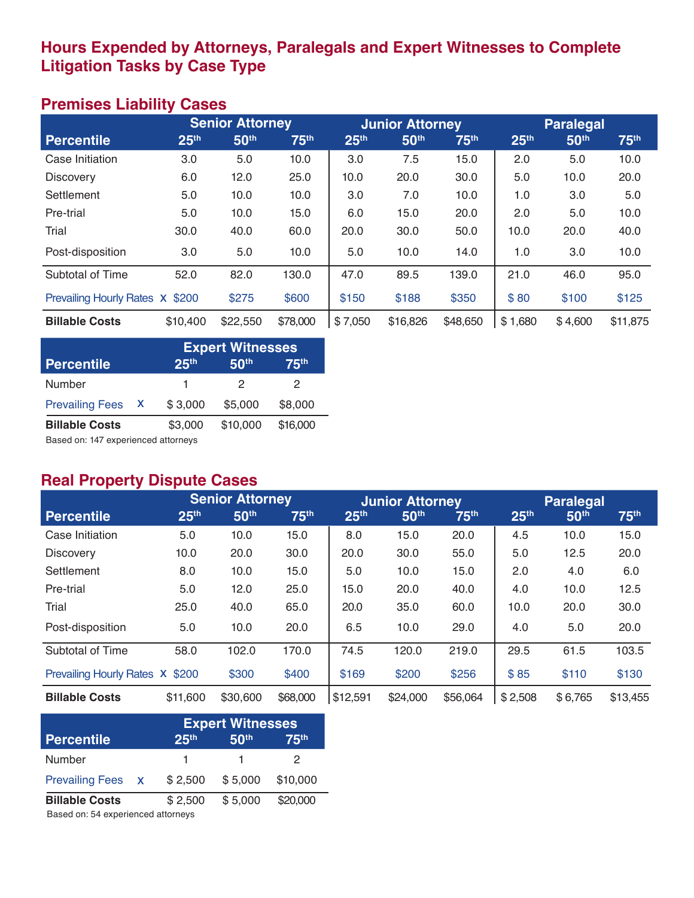# Hours Expended by Attorneys, Paralegals and Expert Witnesses to Complete Litigation Tasks by Case Type

## Premises Liability Cases

| | Senior Attorney | | | Junior Attorney | | | Paralegal | | |
|---|---|---|---|---|---|---|---|---|---|
| **Percentile** | **25th** | **50th** | **75th** | **25th** | **50th** | **75th** | **25th** | **50th** | **75th** |
| Case Initiation | 3.0 | 5.0 | 10.0 | 3.0 | 7.5 | 15.0 | 2.0 | 5.0 | 10.0 |
| Discovery | 6.0 | 12.0 | 25.0 | 10.0 | 20.0 | 30.0 | 5.0 | 10.0 | 20.0 |
| Settlement | 5.0 | 10.0 | 10.0 | 3.0 | 7.0 | 10.0 | 1.0 | 3.0 | 5.0 |
| Pre-trial | 5.0 | 10.0 | 15.0 | 6.0 | 15.0 | 20.0 | 2.0 | 5.0 | 10.0 |
| Trial | 30.0 | 40.0 | 60.0 | 20.0 | 30.0 | 50.0 | 10.0 | 20.0 | 40.0 |
| Post-disposition | 3.0 | 5.0 | 10.0 | 5.0 | 10.0 | 14.0 | 1.0 | 3.0 | 10.0 |
| Subtotal of Time | 52.0 | 82.0 | 130.0 | 47.0 | 89.5 | 139.0 | 21.0 | 46.0 | 95.0 |
| Prevailing Hourly Rates x | $200 | $275 | $600 | $150 | $188 | $350 | $ 80 | $100 | $125 |
| **Billable Costs** | $10,400 | $22,550 | $78,000 | $ 7,050 | $16,826 | $48,650 | $ 1,680 | $ 4,600 | $11,875 |

| | Expert Witnesses | | |
|---|---|---|---|
| **Percentile** | **25th** | **50th** | **75th** |
| Number | 1 | 2 | 2 |
| Prevailing Fees x | $ 3,000 | $5,000 | $8,000 |
| **Billable Costs** | $3,000 | $10,000 | $16,000 |

Based on: 147 experienced attorneys

## Real Property Dispute Cases

| | Senior Attorney | | | Junior Attorney | | | Paralegal | | |
|---|---|---|---|---|---|---|---|---|---|
| **Percentile** | **25th** | **50th** | **75th** | **25th** | **50th** | **75th** | **25th** | **50th** | **75th** |
| Case Initiation | 5.0 | 10.0 | 15.0 | 8.0 | 15.0 | 20.0 | 4.5 | 10.0 | 15.0 |
| Discovery | 10.0 | 20.0 | 30.0 | 20.0 | 30.0 | 55.0 | 5.0 | 12.5 | 20.0 |
| Settlement | 8.0 | 10.0 | 15.0 | 5.0 | 10.0 | 15.0 | 2.0 | 4.0 | 6.0 |
| Pre-trial | 5.0 | 12.0 | 25.0 | 15.0 | 20.0 | 40.0 | 4.0 | 10.0 | 12.5 |
| Trial | 25.0 | 40.0 | 65.0 | 20.0 | 35.0 | 60.0 | 10.0 | 20.0 | 30.0 |
| Post-disposition | 5.0 | 10.0 | 20.0 | 6.5 | 10.0 | 29.0 | 4.0 | 5.0 | 20.0 |
| Subtotal of Time | 58.0 | 102.0 | 170.0 | 74.5 | 120.0 | 219.0 | 29.5 | 61.5 | 103.5 |
| Prevailing Hourly Rates x | $200 | $300 | $400 | $169 | $200 | $256 | $ 85 | $110 | $130 |
| **Billable Costs** | $11,600 | $30,600 | $68,000 | $12,591 | $24,000 | $56,064 | $ 2,508 | $ 6,765 | $13,455 |

| | Expert Witnesses | | |
|---|---|---|---|
| **Percentile** | **25th** | **50th** | **75th** |
| Number | 1 | 1 | 2 |
| Prevailing Fees x | $ 2,500 | $ 5,000 | $10,000 |
| **Billable Costs** | $ 2,500 | $ 5,000 | $20,000 |

Based on: 54 experienced attorneys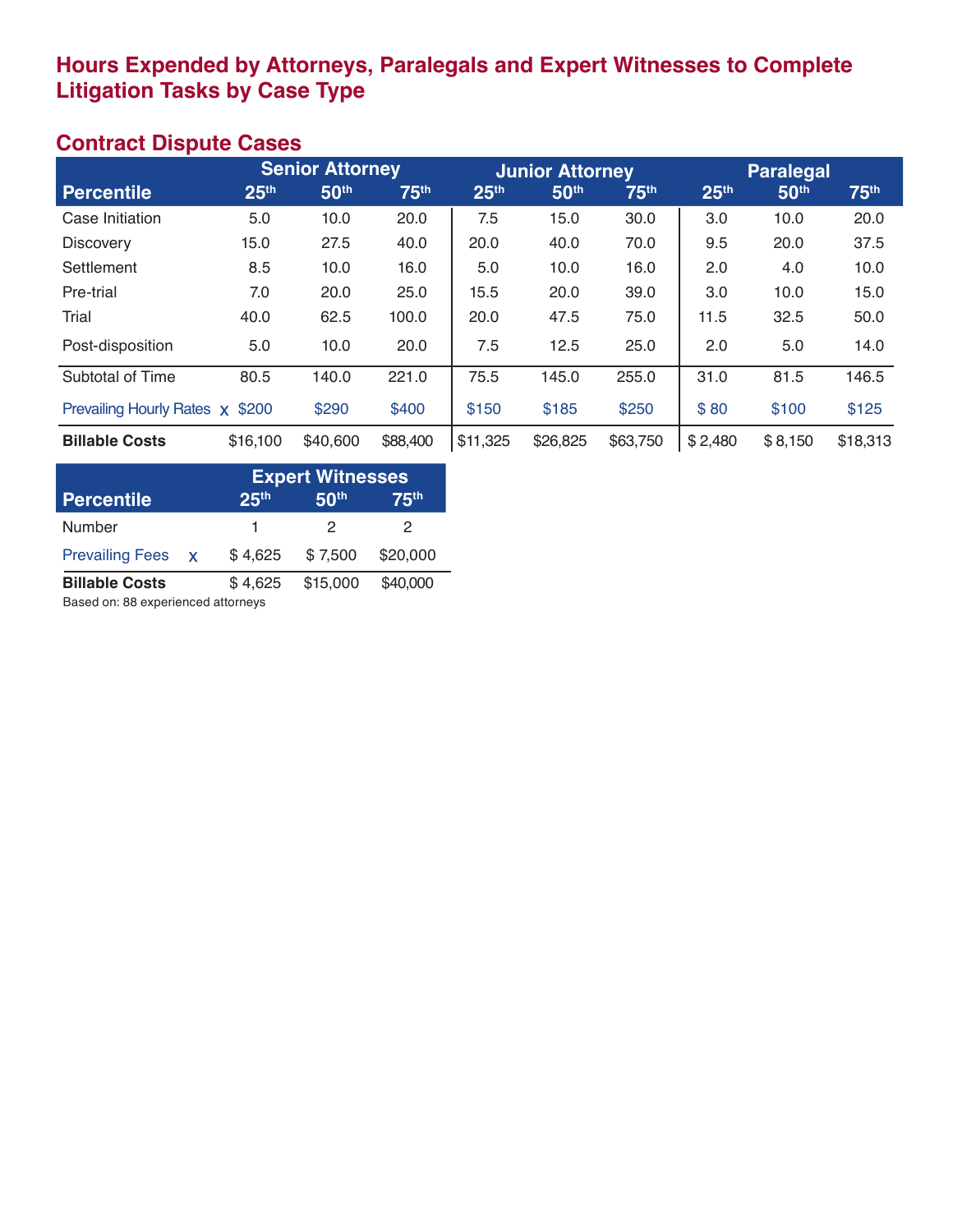# Hours Expended by Attorneys, Paralegals and Expert Witnesses to Complete Litigation Tasks by Case Type

## Contract Dispute Cases

| | Senior Attorney | | | Junior Attorney | | | Paralegal | | |
|---|---|---|---|---|---|---|---|---|---|
| **Percentile** | **25th** | **50th** | **75th** | **25th** | **50th** | **75th** | **25th** | **50th** | **75th** |
| Case Initiation | 5.0 | 10.0 | 20.0 | 7.5 | 15.0 | 30.0 | 3.0 | 10.0 | 20.0 |
| Discovery | 15.0 | 27.5 | 40.0 | 20.0 | 40.0 | 70.0 | 9.5 | 20.0 | 37.5 |
| Settlement | 8.5 | 10.0 | 16.0 | 5.0 | 10.0 | 16.0 | 2.0 | 4.0 | 10.0 |
| Pre-trial | 7.0 | 20.0 | 25.0 | 15.5 | 20.0 | 39.0 | 3.0 | 10.0 | 15.0 |
| Trial | 40.0 | 62.5 | 100.0 | 20.0 | 47.5 | 75.0 | 11.5 | 32.5 | 50.0 |
| Post-disposition | 5.0 | 10.0 | 20.0 | 7.5 | 12.5 | 25.0 | 2.0 | 5.0 | 14.0 |
| Subtotal of Time | 80.5 | 140.0 | 221.0 | 75.5 | 145.0 | 255.0 | 31.0 | 81.5 | 146.5 |
| Prevailing Hourly Rates x | $200 | $290 | $400 | $150 | $185 | $250 | $ 80 | $100 | $125 |
| **Billable Costs** | $16,100 | $40,600 | $88,400 | $11,325 | $26,825 | $63,750 | $ 2,480 | $ 8,150 | $18,313 |

| | Expert Witnesses | | |
|---|---|---|---|
| **Percentile** | **25th** | **50th** | **75th** |
| Number | 1 | 2 | 2 |
| Prevailing Fees x | $ 4,625 | $ 7,500 | $20,000 |
| **Billable Costs** | $ 4,625 | $15,000 | $40,000 |

Based on: 88 experienced attorneys